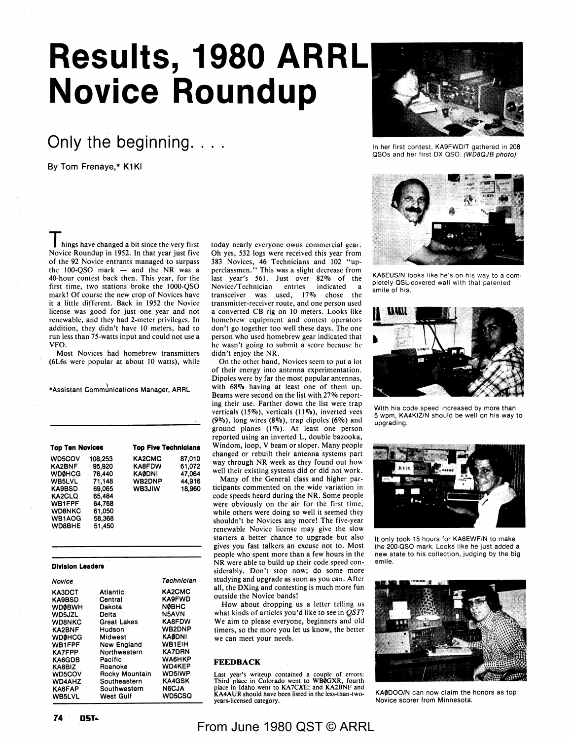# Results, 1980 ARRL Novice Roundup

## Only the beginning. . . .

By Tom Frenaye,* K1KI

Things have changed a bit since the very first Novice Roundup in 1952. In that year just five of the 92 Novice entrants managed to surpass the 100-QSO mark — and the NR was a 40-hour contest back then. This year, for the first time, two stations broke the 1000-QSO mark! Of course the new crop of Novices have it a little different. Back in 1952 the Novice license was good for just one year and not renewable, and they had 2-meter privileges. In addition, they didn't have 10 meters, had to run less than 75-watts input and could not use a VFO.

Most Novices had homebrew transmitters (6L6s were popular at about 10 watts), while today nearly everyone owns commercial gear. Oh yes, 532 logs were received this year from 383 Novices, 46 Technicians and 102 "upperclassmen." This was a slight decrease from last year's 561. Just over 82% of the Novice/Technician entries indicated a transceiver was used, 17% chose the transmitter-receiver route, and one person used a converted CB rig on 10 meters. Looks like homebrew equipment and contest operators don't go together too well these days. The one person who used homebrew gear indicated that he wasn't going to submit a score because he didn't enjoy the NR.

On the other hand, Novices seem to put a lot of their energy into antenna experimentation. Dipoles were by far the most popular antennas, with 68% having at least one of them up. Beams were second on the list with 27% reporting their use. Farther down the list were trap verticals (15%), verticals (11%), inverted vees (9%), long wires (8%), trap dipoles (6%) and ground planes (1%). At least one person reported using an inverted L, double bazooka, Windom, loop, V beam or sloper. Many people changed or rebuilt their antenna systems part way through NR week as they found out how well their existing systems did or did not work.

Many of the General class and higher participants commented on the wide variation in code speeds heard during the NR. Some people were obviously on the air for the first time, while others were doing so well it seemed they shouldn't be Novices any more! The five-year renewable Novice license may give the slow starters a better chance to upgrade but also gives you fast talkers an excuse not to. Most people who spent more than a few hours in the NR were able to build up their code speed considerably. Don't stop now; do some more studying and upgrade as soon as you can. After all, the DXing and contesting is much more fun outside the Novice bands!

How about dropping us a letter telling us what kinds of articles you'd like to see in *QST*? We aim to please everyone, beginners and old timers, so the more you let us know, the better we can meet your needs.

*Assistant Communications Manager, ARRL

**Top Ten Novices**

| | |
|---|---|
| WD5COV | 108,253 |
| KA2BNF | 95,920 |
| WDØHCG | 76,440 |
| WB5LVL | 71,148 |
| KA9BSD | 69,065 |
| KA2CLQ | 65,484 |
| WB1FPF | 64,768 |
| WD8NKC | 61,050 |
| WB1AOG | 58,368 |
| WD8BHE | 51,450 |

**Top Five Technicians**

| | |
|---|---|
| KA2CMC | 87,010 |
| KA8FDW | 61,072 |
| KAØDNI | 47,064 |
| WB2DNP | 44,916 |
| WB3JIW | 18,960 |

**Division Leaders**

| *Novice* | | *Technician* |
|---|---|---|
| KA3DCT | Atlantic | KA2CMC |
| KA9BSD | Central | KA9FWD |
| WDØBWH | Dakota | NØBHC |
| WD5JZL | Delta | N5AVN |
| WD8NKC | Great Lakes | KA8FDW |
| KA2BNF | Hudson | WB2DNP |
| WDØHCG | Midwest | KAØDNI |
| WB1FPF | New England | WB1EIH |
| KA7FPP | Northwestern | KA7DRN |
| KA6GDB | Pacific | WA6HKP |
| KA8BIZ | Roanoke | WD4KEP |
| WD5COV | Rocky Mountain | WD5IWP |
| WD4AHZ | Southeastern | KA4GSK |
| KA6FAP | Southwestern | N6CJA |
| WB5LVL | West Gulf | WD5CSQ |

### FEEDBACK

Last year's writeup contained a couple of errors: Third place in Colorado went to WBØGXR, fourth place in Idaho went to KA7CKE; and KA2BNF and KA4AUR should have been listed in the less-than-two-years-licensed category.

In her first contest, KA9FWD/T gathered in 208 QSOs and her first DX QSO. *(WD8QJB photo)*

KA6EUS/N looks like he's on his way to a completely QSL-covered wall with that patented smile of his.

With his code speed increased by more than 5 wpm, KA4KIZ/N should be well on his way to upgrading.

It only took 15 hours for KA6EWF/N to make the 200-QSO mark. Looks like he just added a new state to his collection, judging by the big smile.

KAØDOO/N can now claim the honors as top Novice scorer from Minnesota.

From June 1980 QST © ARRL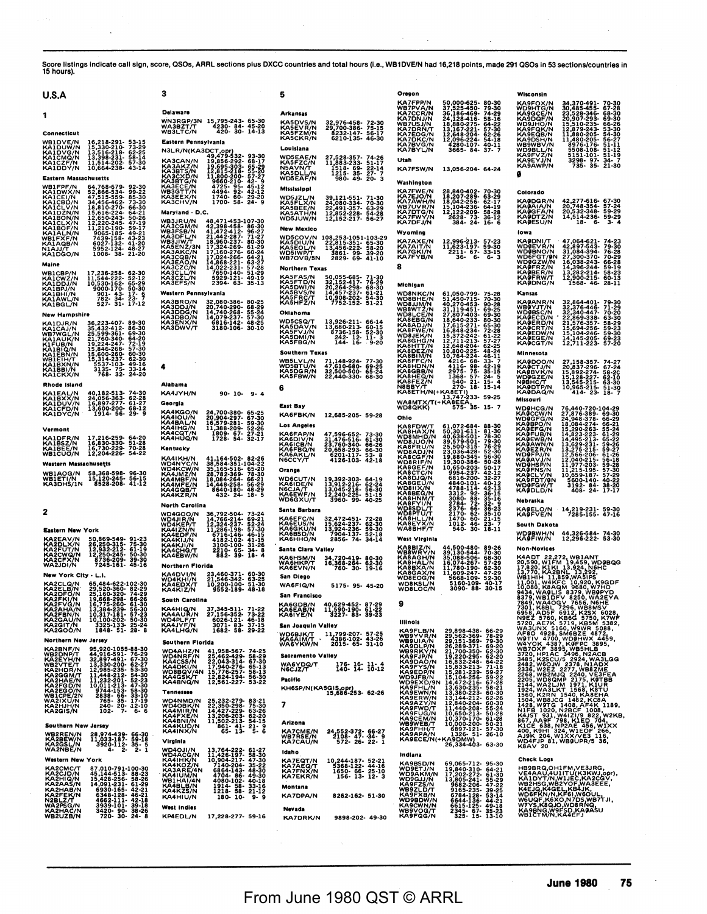Score listings indicate call sign, score, QSOs, ARRL sections plus DXCC countries and total hours (i.e., WB1DVE/N had 16,218 points, made 291 QSOs in 53 sections/countries in 15 hours).

## U.S.A

### 1

**Connecticut**

WB1DVE/N 16,218-291- 53-15
KA1DUW/N 15,330-210- 73-29
KA1DVG/N 13,516-218- 62-25
KA1CMQ/N 13,398-231- 58-14
KA1CZF/N 11,514-202- 57-30
KA1DDY/N 10,664-238- 43-14

**Eastern Massachusetts**

WB1FPF/N 64,768-679- 92-30
KA1DWX/N 52,866-534- 99-22
KA1CEI/N 47,515-599- 85-30
KA1CDJ/N 34,456-462- 73-30
KA1CLV/N 18,810-270- 66-30
KA1DZN/N 15,616-224- 64-21
KA1BON/N 12,650-243- 50-26
KA1CLX/N 12,220-245- 47-19
KA1BOF/N 11,210-190- 59-17
KA1ALN/N 9065-185- 49-21
WB1FXF/N 7439-158- 43-23
KA1AQB/N 6027-132- 41-20
N1AJJ/T 5952-124- 48-27
KA1DGO/N 1008- 38- 21-20

**Maine**

WB1CBP/N 17,236-258- 62-30
KA1CWZ/N 11,544-222- 52-12
KA1DDJ/N 10,530-162- 65-29
KA1BPJ/N 9000-170- 50-30
KA1BHI/N 901- 43- 17- 6
KA1AWL/N 782- 34- 23- 7
KA1BGL/N 527- 31- 17-12

**New Hampshire**

KA1DJR/N 36,223-407- 89-30
KA1CAJ/N 35,432-412- 86-30
WB7WGL/N 25,599-361- 69-30
KA1AUK/N 21,760-340- 64-20
K1FUB/N 19,224-247- 72-19
KA1BIQ/N 15,846-268- 57-30
KA1EBN/N 15,600-260- 60-30
WB1EIH/T 15,314-237- 62-30
KA1BXN/N 14,503-307- 49-16
KA1BBI/N 3135- 75- 33-14
KA1CKX/N 768- 32- 24-20

**Rhode Island**

KA1EAL/N 40,182-513- 74-30
KA1BXX/N 24,056-363- 62-28
KA1DUV/N 16,897-277- 61-27
KA1CFD/N 13,600-200- 68-12
KA1DYC/N 1914- 56- 29- 9

**Vermont**

KA1DFR/N 17,216-259- 64-20
KA1BSZ/N 16,830-330- 51-28
KA1BEE/N 16,730-229- 70-28
WB1CUO/N 12,204-226- 54-22

**Western Massachusetts**

WB1AOG/N 58,368-598- 96-30
WB1ETI/N 15,120-245- 56-15
KA3DHS/1N 8528-208- 41-12

### 2

**Eastern New York**

KA2EAV/N 50,869-549- 91-23
KA2DLX/N 26,250-315- 75-30
KA2FUT/N 12,932-212- 61-19
KA2CWQ/N 12,250-245- 50-30
KA2CFX/N 8736-209- 39-30
WA2JDI/N 7245-161- 45-16

**New York City - L.I.**

KA2CLQ/N 65,484-622-102-30
KA2ELB/N 29,520-360- 82-29
KA2DFO/N 25,160-320- 74-29
KA2FKI/N 19,668-298- 66-26
KA2FVG/N 16,775-260- 61-30
KA2AHA/N 13,384-239- 56-30
KA2FBN/N 10,317-181- 57-23
KA2GAU/N 10,100-202- 50-30
KA2GIT/N 3325-133- 25-24
KA2GOO/N 1848- 51- 28- 8

**Northern New Jersey**

KA2BNF/N 95,920-1055-88-30
WB2DNP/T 44,916-591- 76-29
KA2EYH/N 32,897-491- 67-30
WB2VTE/E/T 31,330-200- 62-27
KA2HDR/N 12,985-235- 53-30
KA2GGM/T 11,448-212- 54-30
KA2HAE/N 11,232-201- 52-23
KA2FQD/N 10,011-213- 47-30
KA2EGQ/N 9744-153- 58-30
WB1CPE/2N 2838- 66- 33-10
WA2IXU/N 765- 35- 17-19
KA2HJH/N 240- 20- 12-10
KA2GIS/N 102- 7- 6- 6

**Southern New Jersey**

WB2REN/N 28,974-439- 66-30
KA2BEW/N 11,033-187- 59-18
KA2GSL/N 3920-112- 35- 5
WA2NBE/N 4- 2- 2- 1

**Western New York**

KA2CMC/T 87,010-791-100-30
KA2CJD/N 45,144-513- 88-23
KA2HIQ/N 15,428-256- 58-26
KA2AAS/N 14,091-231- 61-29
KA2HAB/N 6930-165- 42-21
KA2FEK/N 6348-128- 46-21
N2BLZ/T 4662-111- 42-18
WA2PSG/N 3939-101- 39-18
KA2HAC/N 3420- 90- 38-26
WB2UZB/N 720- 30- 24- 8

### 3

**Delaware**

WN3RGP/3N 15,795-243- 65-30
WA3BZT/N 4230- 84- 45-20
WB3LTC/N 420- 30- 14-13

**Eastern Pennsylvania**

N3LR/N(KA3DCT,opr) 49,479-532- 93-30
KA3CAN/N 19,856-292- 68-17
KA3AKZ/N 19,695-303- 65-29
KA3BTS/N 12,815-218- 55-20
KA3CXD/N 11,800-200- 57-27
KA3BTG/N 9660-210- 42- 9
KA3ECE/N 4725- 95- 45-12
WB3GTT/N 4494- 92- 42-12
KA3EEX/N 1740- 60- 29-20
KA3CHV/N 1700- 58- 24- 9

**Maryland - D.C.**

WB3JRU/N 48,471-453-107-30
KA3CGM/N 42,398-458- 86-30
WB3FSB/N 41,472-412- 96-27
KA3DLF/N 21,442-287- 71-27
WB3JIW/T 18,960-237- 80-30
KA5ENZ/3N 17,324-269- 61-29
KA3AKC/N 17,160-276- 60-24
KA3CQB/N 17,024-266- 64-21
KA3EAO/N 14,868-221- 63-27
KA3CZC/N 14,022-231- 57-28
KA3CSL/N 7650-140- 51-29
KA3CZL/N 5929-121- 49-19
KA3EFS/N 2394- 63- 35-13

**Western Pennsylvania**

KA3BRO/N 32,080-386- 80-25
KA3DZD/N 20,740-290- 68-29
KA3DDG/N 14,740-268- 55-24
KA3DBO/N 14,079-237- 57-30
KA3ENX/N 6816-142- 48-25
KA3DWV/T 3180-106- 30-10

### 4

**Alabama**

KA4JYH/N 90- 10- 9- 4

**Georgia**

KA4KGO/N 24,700-380- 65-25
KA4IOU/N 20,904-297- 67-30
KA4BAL/N 16,579-281- 59-30
KA4IHG/N 11,388-209- 52-26
KA4CQT/N 1809- 67- 27-21
KA4HUQ/N 1728- 54- 32-17

**Kentucky**

KA4IKH/N 41,164-502- 82-26
WD4NYC/N 38,584-351-104-22
WD4KCW/N 35,165-516- 65-20
KA4JMZ/N 28,782-369- 78-30
KA4MBF/N 18,084-264- 66-21
KA4MFE/N 14,448-258- 56-29
KA4GQB/T 8640-180- 48-29
KA4KZR/N 432- 24- 18- 5

**North Carolina**

WD4GOO/N 36,792-504- 73-24
WD4JIR/N 14,766-214- 69-21
WD4KEP/T 12,324-237- 52-24
KA4IZN/N 11,266-198- 57-30
KA4EDF/N 6716-146- 46-15
KA4KKL/N 4182-102- 41-15
KA4KJI/N 3100-100- 31-26
KA4CHG/T 2210- 65- 34- 8
KA4EBW/N 882- 39- 18- 4

**Northern Florida**

KA4DVI/N 23,460-371- 60-30
WD4KHJ/N 21,546-342- 63-25
KA4EDX/T 10,200-100- 51-30
KA4KIZ/N 9552-189- 48-18

**South Carolina**

KA4HIQ/N 37,345-511- 71-22
KA4GLN/N 27,156-352- 73-22
WD4PLF/T 6026-121- 46-18
KA4JYF/N 3071- 83- 37-15
KA4LHG/N 1682- 58- 29-22

**Southern Florida**

WD4AHZ/N 41,958-567- 74-25
WD4NRF/N 25,462-429- 58-29
KA4CSS/N 22,043-314- 67-30
KA4DKI/N 17,940-276- 65-13
WD8BAV/4N 15,776-257- 58-13
KA4GSK/T 12,824-194- 56-30
KA4BNQ/N 12,561-227- 53-22

**Tennessee**

WD4NMD/N 25,232-279- 83-21
WD4OBK/N 22,350-298- 75-30
KA4MIR/N 14,427-229- 63-26
KA4FXE/N 13,206-203- 62-20
KA4BNI/N 11,502-213- 54-15
KA4KUD/N 861- 41- 21- 9
KA4INX/N 65- 13- 5- 6

**Virginia**

WD4QJI/N 13,764-222- 61-27
WD4ACG/N 11,426-197- 58-30
KA4IHK/N 10,904-217- 47-30
KA4KOZ/N 7140-204- 35-22
KA3ARE/4N 6864-143- 48-30
KA4IUM/N 4704- 86- 49-30
WB1HAI/4N 4080-102- 40-18
KA4BLB/N 1914- 58- 33-16
KA4KZS/N 1218- 58- 21-12
KA4HIU/N 180- 10- 9- 9

**West Indies**

KP4EDL/N 17,228-277- 59-16

### 5

**Arkansas**

KA5DVS/N 32,976-458- 72-30
KA5EVR/N 29,700-386- 75-15
KA5FZM/N 8232-147- 56-17
KA5CKR/N 6210-135- 46-30

**Louisiana**

WD5EAE/N 27,528-357- 74-26
KA5FZC/N 11,883-233- 51-17
N5AVN/T 1518- 69- 22-14
KA5DLL/N 1215- 35- 27- 7
WD5EAF/N 980- 49- 20- 3

**Mississippi**

WD5JZL/N 39,121-551- 71-30
KA5FLX/N 24,080-334- 70-30
KA5BEE/N 22,491-357- 63-29
KA5ATH/N 12,852-238- 54-28
WD5JUW/N 12,152-217- 56-27

**New Mexico**

WD5COV/N 108,253-1051-103-29
KA5DIU/N 22,815-351- 65-30
KA5EOL/N 13,456-222- 58-20
WD5IWP/T 3861- 99- 39-20
WB7OVB/5N 2829- 69- 41-10

**Northern Texas**

KA5FAS/N 50,055-685- 71-30
KA5FTD/N 32,152-417- 76-29
KA5DWI/N 20,264-298- 68-30
KA5BVS/N 14,457-237- 61-21
KA5FRC/T 10,908-202- 54-30
KA5HFZ/N 7752-152- 51-21

**Oklahoma**

WD5CSQ/T 13,926-211- 66-14
KA5DAV/N 13,680-213- 60-15
KA5FVJ/N 8736-158- 52-30
KA5DMI/N 242- 12- 11- 3
KA5FBG/N 144- 16- 9-20

**Southern Texas**

WB5LVL/N 71,148-924- 77-30
WD5BTU/N 47,610-690- 69-25
KA5DGR/N 32,500-500- 65-24
KA5FBW/N 22,440-330- 68-30

### 6

**East Bay**

KA6FBK/N 12,685-205- 59-28

**Los Angeles**

KA6FAP/N 47,596-652- 73-30
KA6DIV/N 31,476-516- 61-30
KA6ICB/N 23,760-340- 66-26
KA6FBQ/N 20,658-293- 66-30
KA6AKL/N 6201-117- 53- 8
N6CCY/T 4126-103- 42-18

**Orange**

WD6CUT/N 19,392-303- 64-19
KA6IDE/N 13,912-216- 62-24
N6CJA/T 13,045-218- 56-30
KA6EWF/N 12,240-255- 51-15
WD6GXU/T 3960- 99- 40-25

**Santa Barbara**

KA6EFC/N 32,472-451- 72-28
KA6EUS/N 15,624-237- 62-30
KA6GKU/N 13,924-236- 59-30
KA6BSD/N 7904-137- 52-18
KA6HHO/N 2856- 74- 34-14

**Santa Clara Valley**

KA6HSM/N 34,720-419- 80-30
WA6HKP/T 16,368-264- 62-30
KA6EVN/N 760- 30- 19-16

**San Diego**

WA6FIQ/N 5175- 95- 45-20

**San Francisco**

KA6GDB/N 40,629-452- 87-29
KA6EAB/N 11,590-190- 61-22
KA6IYE/N 3227- 83- 39-23

**San Joaquin Valley**

WD6BJK/T 11,799-207- 57-25
KA6DDF/N 4386-102- 43-26
WA6YKW/N 2015- 65- 31-10

**Sacramento Valley**

WA6YDQ/T 176- 16- 11- 4
N6CJZ/T 140- 14- 10-12

**Pacific**

KH6SP/N(KA5GIS,opr) 15,686-253- 62-26

### 7

**Arizona**

KA7CME/N 24,552-372- 66-27
WB7RSE/N 2108- 47- 34- 9
KA7CAU/N 572- 26- 22- 1

**Idaho**

KA7EQT/N 10,244-187- 52-21
KA7AEQ/T 5368-122- 44-16
KA7FNX/N 1650- 66- 25-10
KA7EKR/N 156- 13- 12- 3

**Montana**

KA7DPA/N 8262-162- 51-30

**Nevada**

KA7DRK/N 9898-202- 49-30

**Oregon**

KA7FPP/N 50,000-625- 80-30
WB7PVA/N 37,525-450- 79-30
KA7CCR/N 36,186-469- 74-29
KA7DNJ/N 24,128-416- 58-16
WB7USJ/N 18,880-275- 64-22
KA7DRN/T 13,167-221- 57-30
KA7EOG/N 12,648-204- 62-26
KA7DKC/N 12,096-224- 54-18
KA7BYC/N 4280-107- 40-11
KA7BYL/N 3665- 84- 37- 7

**Utah**

KA7FSW/N 13,056-204- 64-24

**Washington**

KA7FWE/N 28,840-402- 70-30
KA7EJO/N 18,207-289- 63-29
KA7AWH/N 18,042-256- 62-17
WB7UVR/N 15,104-236- 64-19
KA7DTQ/N 12,122-209- 58-28
KA7FWY/N 2628- 73- 36-12
KA7DFJ/N 384- 24- 16- 6

**Wyoming**

KA7AXE/N 12,996-213- 57-23
KA7AIT/N 11,693-197- 59-30
KA7GKI/N 2211- 67- 33-15
KA7FYB/N 36- 6- 6- 3

### 8

**Michigan**

WD8NKC/N 61,050-799- 75-28
WD8BHE/N 51,450-715- 70-30
WD8JUN/N 40,770-453- 90-28
WB8WTZ/N 31,119-451- 69-25
WD8LCE/N 27,807-403- 69-30
KA8EBG/N 18,640-233- 80-30
KA8ADJ/N 17,615-271- 65-30
KA8FWE/N 16,848-234- 72-28
WD8JEK/N 15,372-242- 61-22
KA8GHG/N 12,711-213- 57-27
KA8HTT/N 12,648-204- 62-25
KA8DEZ/N 10,800-225- 48-24
KA8BIM/N 10,764-234- 46-11
KA8FFC/N 4216- 68- 33- 7
KA8HDN/N 4116- 98- 42-19
KA8GBB/N 2975- 75- 35-15
KA8HEQ/N 1368- 57- 24- 5
KA8FEZ/N 540- 21- 15- 4
N8BBY/T 270- 18- 15-14
KA8ETH/N(+KA8ETI) 13,747-233- 59-25
WA8MTX/T(+KA8EEA, WD8QKK) 575- 35- 15- 7

**Ohio**

KA8FDW/T 61,072-684- 88-30
KA8HAX/N 50,301-611- 81-30
WD8MHD/N 40,638-501- 78-30
WD8JUO/N 39,579-501- 79-30
KA8FRU/N 25,500-315- 76-29
WD8ADJ/N 23,036-428- 52-30
KA8CGF/N 19,880-345- 56-30
WD8RIF/N 19,300-386- 50-28
KA8GEF/N 10,650-203- 50-17
KA8CTC/N 9954-237- 42-12
KA8DUQ/N 6816-200- 32-27
KA8GEU/N 4840-101- 40-12
WD8IIX/N 4788-114- 42-13
KA8EGB/N 3312- 92- 36-15
KA8HNM/T 3080- 88- 35-16
KA8FYI/N 2784- 72- 32- 9
WD8SDL/T 2376- 66- 36-23
WD8PPU/T 2170- 62- 35-10
KA8HLL/N 1470- 60- 21-15
KA8EYX/N 1012- 46- 23- 7
WA8BHF/T 540- 30- 18-11

**West Virginia**

KA8BIZ/N 44,500-480- 89-26
WB8WRV/N 39,130-544- 70-30
KA8AGH/N 35,088-506- 68-30
KA8HAL/N 16,074-267- 57-29
KA8BXA/N 11,780-190- 62-30
KA8GAX/N 11,609-247- 47-29
WD8EOG/N 5668-109- 52-30
WD8KSL/N 5160-109- 40-17
WD8LOC/N 3090- 88- 30-15

### 9

**Illinois**

KA9FLB/N 29,898-438- 66-29
WB9YVR/N 29,562-369- 78-29
WB9UIA/N 29,151-369- 79-30
KA9DLE/N 26,289-371- 69-20
WB9RKY/N 21,700-350- 62-30
KA9FJP/N 19,220-295- 62-20
KA9DAO/N 16,832-248- 64-22
KA9FYS/N 15,833-213- 71-18
KA9EUD/N 15,281-239- 59-27
WD9JFB/N 15,104-256- 59-22
WD9EXD/9N 14,372-216- 57-28
KA9FHL/N 13,630-235- 58-21
KA9EWN/N 13,380-223- 60-30
KA9ERW/N 13,144-212- 62-26
KA9AZY/N 12,840-204- 60-30
KA9BHF/N 11,440-208- 55-24
KA9FUG/N 10,650-213- 50-28
KA9CEM/N 10,370-170- 61-28
WB9WEB/T 10,000-200- 50-21
KA9FHH/T 6897-121- 57-30
KA9APA/N 1326- 51- 26-10
KA9ECE/N(+KA9DMW) 26,334-403- 63-30

**Indiana**

KA9BSD/N 69,065-712- 95-30
WD9ETJ/N 19,840-310- 64-21
WD9AKM/N 17,202-272- 61-30
WD9GJJ/N 13,805-241- 55-29
KA9FZS/N 9682-206- 47-22
WB9ZLD/T 9165-235- 39-25
KA9FXB/N 6784-128- 53-14
WD9BDW/N 6644-136- 44-21
KA9CWN/N 6615-125- 49-18
WB9VOG/T 2345- 67- 35-23
KA9FQG/N 325- 15- 13-10

**Wisconsin**

KA9FOX/N 34,370-491- 70-30
WD9HTG/N 30,485-455- 67-28
KA9GCE/N 23,528-346- 68-30
KA9DQF/N 20,907-293- 69-30
WD9JHO/N 15,510-235- 66-26
KA9FQK/N 12,879-243- 53-30
KA9EQB/N 11,880-205- 54-30
KA9DSH/N 11,480-205- 56-27
WB9WBV/N 8976-176- 51-11
WD9BLL/N 5508-108- 51-12
KA9FVZ/N 5151-101- 51-19
KA9EYJ/N 3298- 97- 34- 7
KA9AWP/N 735- 35- 21-30

### Ø

**Colorado**

KAØDGR/N 42,277-616- 67-30
KAØAIA/N 20,748-354- 57-24
KAØGFA/N 20,532-348- 59-29
KAØDTZ/N 14,514-236- 59-29
KAØESU/N 18- 6- 3- 4

**Iowa**

KAØDNI/T 47,064-621- 74-23
WDØEVR/N 42,897-643- 79-30
WDØBNO/N 31,084-394- 78-28
WD6FGT/ØN 27,300-370- 70-29
WDØGZW/N 16,038-243- 66-28
KAØFRZ/N 14,396-244- 59-19
KAØBER/N 13,282-214- 58-23
KAØFRW/T 12,900-215- 60-13
KAØDNG/N 1568- 46- 28-11

**Kansas**

KAØANR/N 32,864-401- 79-30
WBØYJT/N 32,376-446- 71-29
WDØBSC/N 32,340-447- 70-20
KAØECD/N 22,869-338- 63-30
KAØERD/N 21,576-357- 58-29
KAØCRT/N 15,694-256- 59-23
KAØEDW/N 15,104-246- 59-30
KAØEGE/N 14,145-205- 69-23
KAØCGT/N 12,711-223- 57-20

**Minnesota**

KAØDOO/N 27,158-357- 74-27
KAØCTJ/N 20,837-296- 67-24
KAØBVK/N 15,892-274- 58-2C
WDØGZE/N 15,128-227- 62-10
NØHC/T 13,545-215- 63-30
KAØDTP/N 10,965-215- 51-30
KAØDAQ/N 414- 23- 18- 7

**Missouri**

WDØHCG/N 76,440-720-104-29
KAØCCW/N 27,876-389- 69-30
WDØGFG/N 24,948-378- 66-29
KAØBPO/N 18,084-274- 66-21
KAØEFG/N 15,290-263- 55-24
KAØFUB/N 14,823-223- 61-29
KAØEWB/N 14,495-213- 65-22
KAØAWN/N 13,629-231- 59-26
KAØEZR/N 13,275-215- 59-27
WDØFPJ/N 12,566-206- 61-26
KAØAVJ/N 12,040-215- 56-18
WDØHSP/N 11,977-203- 59-28
KAØFNS/N 11,215-195- 57-30
KAØCLY/N 10,659-187- 57-29
KAØFDT/ØN 5600-140- 40-22
WDØFGW/T 3192- 84- 38-20
KAØDLD/N 408- 24- 17-17

**Nebraska**

KAØELO/N 14,219-231- 59-30
KAØFVE/N 7285-155- 47-16

**South Dakota**

WDØBWH/N 44,326-584- 74-30
KAØFIW/N 12,296-222- 53-30

**Non-Novices**

KA4DT 22,272, WB1ANT 20,590, W1FM 19,459, WDØBQG 17,820, K1KI 13,924, N6HC 13,770, KA2BN 13,292, WB1HIH 11,859, WA5IPS 11,001, W4KFC 10,920, K9GDF 10,080, K8AQM 9680, W7HO 9434, WAØLIS 8379, WBØPYD 8379, WB1DFV 8250, WA2EYA 7849, WA4OGY 7656, N6HE 7301, K8BL 7296, WB8MSV 6958, AD5F 6912, K2SX 6028, N9EZ 5760, KB6G 5750, K7WF 5720, AE7K 5719, KB5M 5382, WA3UNX 5160, W9WR 5088, AF8O 4928, SM6BZE 4872, WØTIV 4700, WD9HWX 4459, W4YOK 4387, KØFPC 3895, WB7OXF 3895, WB5HLB 3720, HP1AC 3496, N2ACB 3485, K2SCU/5 2924, WA3LGG 2482, W6OJW 2378, N1ADX 2336, W2EZ 2277, WB8ZME 2268, WB2MJQ 2240, VE3FEA 2205, WD8QMP 2175, K9TBB 2144, WA2LJM 1971, K1UR 1924, WA3LXT 1568, K8TU 1560, K2RN 1540, KA8EHA 1504, WB8JCG 1482, KC8A 1428, W9TG 1408, AF4K 1189, N1FB 1020, N2BCF 1008, K4JST 931, WB1ZI/9 822, W2KB, 867, AA9F 798, K1ED 704, K1CE 638, NP2AE 456, W1XX 400, K9HI 324, W1EOF 266, AJ9K 204, W1XX/VE3 116, WD4FJP 81, WB9UPR/5 36, K8AV 20

**Check Logs**

HB9BRQ,OH1FM,VE3JRG, VE4AAU,4U1ITU(K3KWJ,opr), KA1DYT/N,W1JEC,KA2CGV, WB2HSG,WB2YOF,KA3EEE, K4EJQ,K4GEL,KB4JK, WD6FKN/N,KF6I,W6OUL, W6UQF,K6XO,N7DS,WB7TJI, W7YS,K8QJO,WD8RNQ, KA9BNG,W9FSD,KAØASU WB1CTM/N,KA4EFJ

From June 1980 QST © ARRL